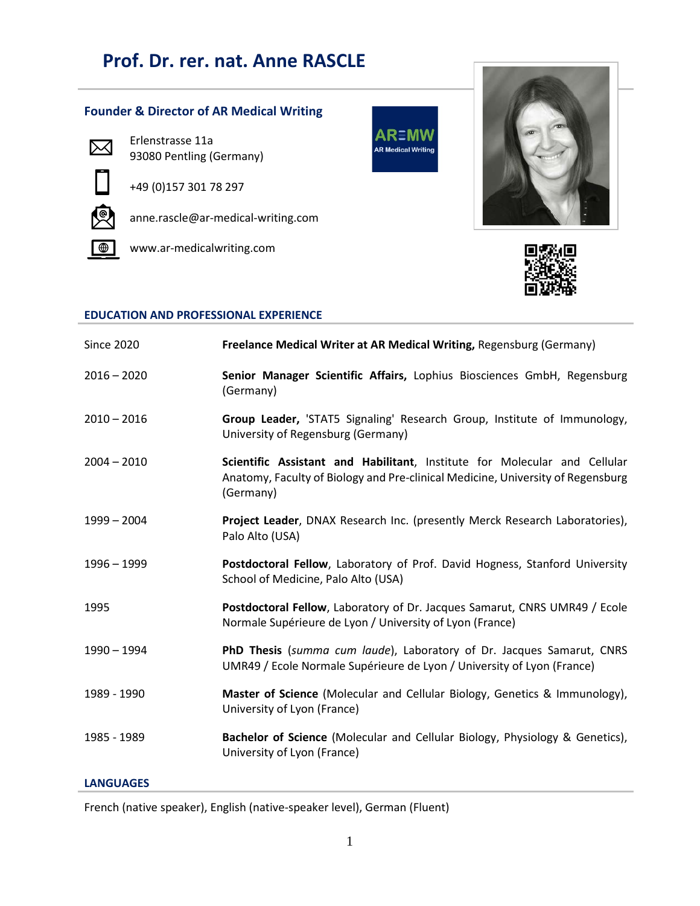# Prof. Dr. rer. nat. Anne RASCLE

**Founder & Director of AR Medical Writing**

Erlenstrasse 11a
93080 Pentling (Germany)

+49 (0)157 301 78 297

anne.rascle@ar-medical-writing.com

www.ar-medicalwriting.com

## EDUCATION AND PROFESSIONAL EXPERIENCE

| | |
|---|---|
| Since 2020 | **Freelance Medical Writer at AR Medical Writing,** Regensburg (Germany) |
| 2016 – 2020 | **Senior Manager Scientific Affairs,** Lophius Biosciences GmbH, Regensburg (Germany) |
| 2010 – 2016 | **Group Leader,** 'STAT5 Signaling' Research Group, Institute of Immunology, University of Regensburg (Germany) |
| 2004 – 2010 | **Scientific Assistant and Habilitant**, Institute for Molecular and Cellular Anatomy, Faculty of Biology and Pre-clinical Medicine, University of Regensburg (Germany) |
| 1999 – 2004 | **Project Leader**, DNAX Research Inc. (presently Merck Research Laboratories), Palo Alto (USA) |
| 1996 – 1999 | **Postdoctoral Fellow**, Laboratory of Prof. David Hogness, Stanford University School of Medicine, Palo Alto (USA) |
| 1995 | **Postdoctoral Fellow**, Laboratory of Dr. Jacques Samarut, CNRS UMR49 / Ecole Normale Supérieure de Lyon / University of Lyon (France) |
| 1990 – 1994 | **PhD Thesis** (*summa cum laude*), Laboratory of Dr. Jacques Samarut, CNRS UMR49 / Ecole Normale Supérieure de Lyon / University of Lyon (France) |
| 1989 - 1990 | **Master of Science** (Molecular and Cellular Biology, Genetics & Immunology), University of Lyon (France) |
| 1985 - 1989 | **Bachelor of Science** (Molecular and Cellular Biology, Physiology & Genetics), University of Lyon (France) |

## LANGUAGES

French (native speaker), English (native-speaker level), German (Fluent)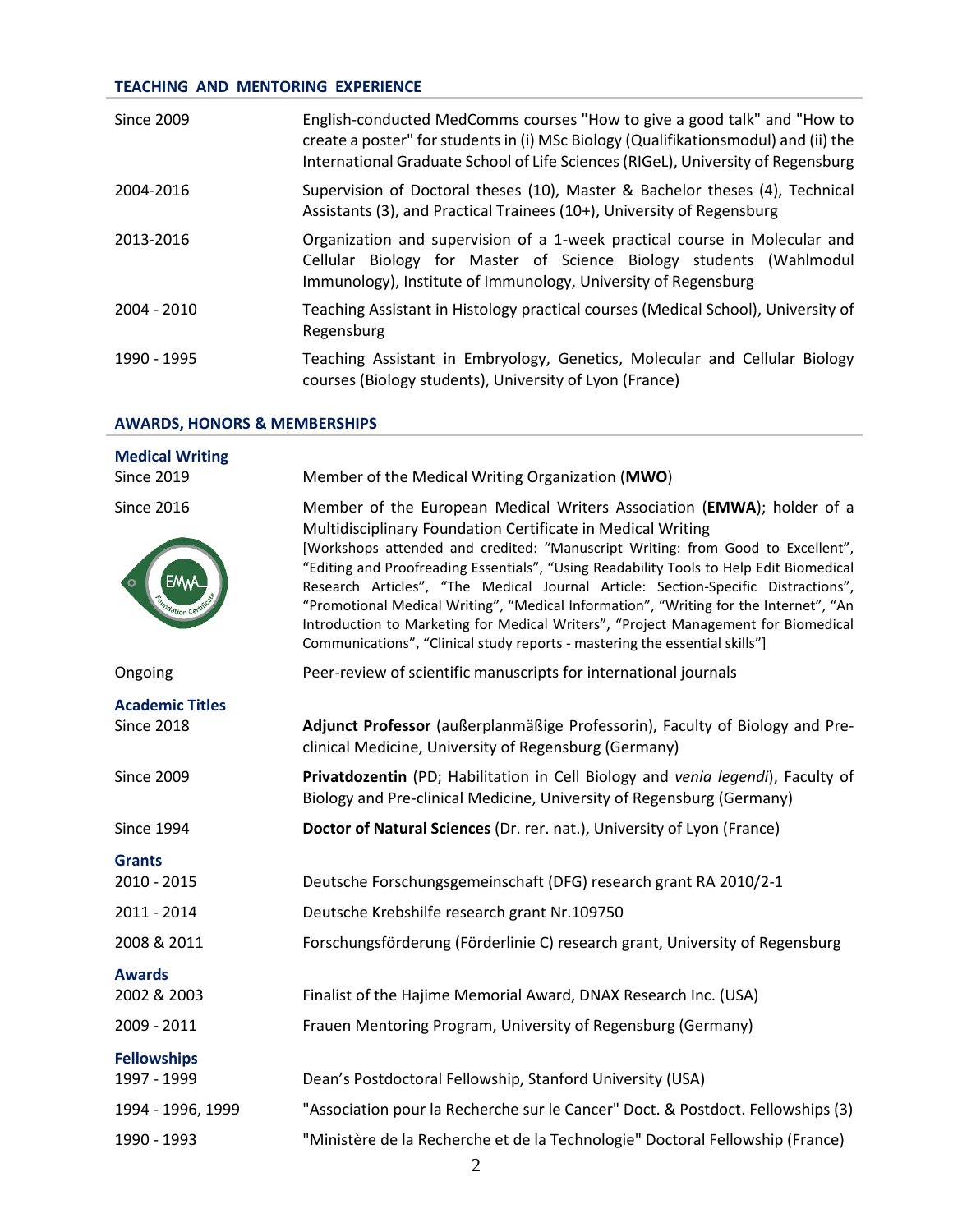## TEACHING AND MENTORING EXPERIENCE

| | |
|---|---|
| Since 2009 | English-conducted MedComms courses "How to give a good talk" and "How to create a poster" for students in (i) MSc Biology (Qualifikationsmodul) and (ii) the International Graduate School of Life Sciences (RIGeL), University of Regensburg |
| 2004-2016 | Supervision of Doctoral theses (10), Master & Bachelor theses (4), Technical Assistants (3), and Practical Trainees (10+), University of Regensburg |
| 2013-2016 | Organization and supervision of a 1-week practical course in Molecular and Cellular Biology for Master of Science Biology students (Wahlmodul Immunology), Institute of Immunology, University of Regensburg |
| 2004 - 2010 | Teaching Assistant in Histology practical courses (Medical School), University of Regensburg |
| 1990 - 1995 | Teaching Assistant in Embryology, Genetics, Molecular and Cellular Biology courses (Biology students), University of Lyon (France) |

## AWARDS, HONORS & MEMBERSHIPS

### Medical Writing

| | |
|---|---|
| Since 2019 | Member of the Medical Writing Organization (**MWO**) |
| Since 2016 | Member of the European Medical Writers Association (**EMWA**); holder of a Multidisciplinary Foundation Certificate in Medical Writing [Workshops attended and credited: "Manuscript Writing: from Good to Excellent", "Editing and Proofreading Essentials", "Using Readability Tools to Help Edit Biomedical Research Articles", "The Medical Journal Article: Section-Specific Distractions", "Promotional Medical Writing", "Medical Information", "Writing for the Internet", "An Introduction to Marketing for Medical Writers", "Project Management for Biomedical Communications", "Clinical study reports - mastering the essential skills"] |
| Ongoing | Peer-review of scientific manuscripts for international journals |

### Academic Titles

| | |
|---|---|
| Since 2018 | **Adjunct Professor** (außerplanmäßige Professorin), Faculty of Biology and Pre-clinical Medicine, University of Regensburg (Germany) |
| Since 2009 | **Privatdozentin** (PD; Habilitation in Cell Biology and *venia legendi*), Faculty of Biology and Pre-clinical Medicine, University of Regensburg (Germany) |
| Since 1994 | **Doctor of Natural Sciences** (Dr. rer. nat.), University of Lyon (France) |

### Grants

| | |
|---|---|
| 2010 - 2015 | Deutsche Forschungsgemeinschaft (DFG) research grant RA 2010/2-1 |
| 2011 - 2014 | Deutsche Krebshilfe research grant Nr.109750 |
| 2008 & 2011 | Forschungsförderung (Förderlinie C) research grant, University of Regensburg |

### Awards

| | |
|---|---|
| 2002 & 2003 | Finalist of the Hajime Memorial Award, DNAX Research Inc. (USA) |
| 2009 - 2011 | Frauen Mentoring Program, University of Regensburg (Germany) |

### Fellowships

| | |
|---|---|
| 1997 - 1999 | Dean's Postdoctoral Fellowship, Stanford University (USA) |
| 1994 - 1996, 1999 | "Association pour la Recherche sur le Cancer" Doct. & Postdoct. Fellowships (3) |
| 1990 - 1993 | "Ministère de la Recherche et de la Technologie" Doctoral Fellowship (France) |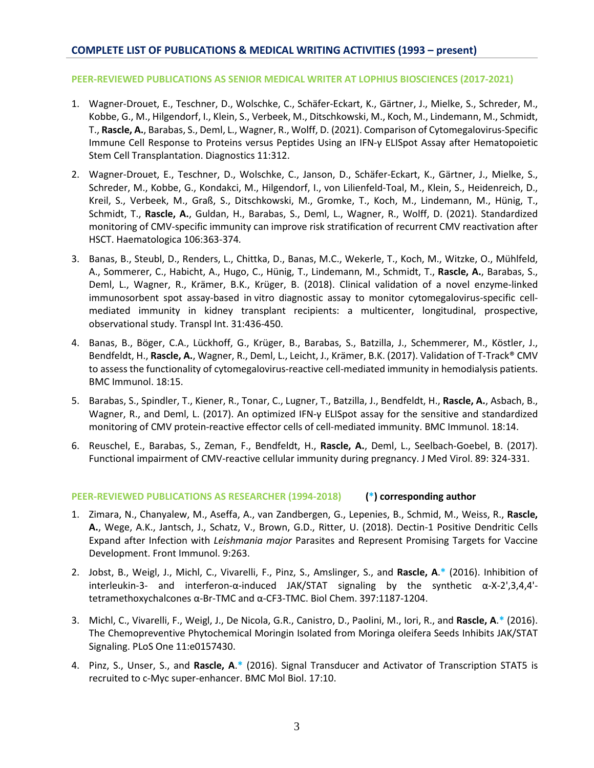## COMPLETE LIST OF PUBLICATIONS & MEDICAL WRITING ACTIVITIES (1993 – present)

### PEER-REVIEWED PUBLICATIONS AS SENIOR MEDICAL WRITER AT LOPHIUS BIOSCIENCES (2017-2021)

1. Wagner-Drouet, E., Teschner, D., Wolschke, C., Schäfer-Eckart, K., Gärtner, J., Mielke, S., Schreder, M., Kobbe, G., M., Hilgendorf, I., Klein, S., Verbeek, M., Ditschkowski, M., Koch, M., Lindemann, M., Schmidt, T., **Rascle, A.**, Barabas, S., Deml, L., Wagner, R., Wolff, D. (2021). Comparison of Cytomegalovirus-Specific Immune Cell Response to Proteins versus Peptides Using an IFN-γ ELISpot Assay after Hematopoietic Stem Cell Transplantation. Diagnostics 11:312.

2. Wagner-Drouet, E., Teschner, D., Wolschke, C., Janson, D., Schäfer-Eckart, K., Gärtner, J., Mielke, S., Schreder, M., Kobbe, G., Kondakci, M., Hilgendorf, I., von Lilienfeld-Toal, M., Klein, S., Heidenreich, D., Kreil, S., Verbeek, M., Graß, S., Ditschkowski, M., Gromke, T., Koch, M., Lindemann, M., Hünig, T., Schmidt, T., **Rascle, A.**, Guldan, H., Barabas, S., Deml, L., Wagner, R., Wolff, D. (2021). Standardized monitoring of CMV-specific immunity can improve risk stratification of recurrent CMV reactivation after HSCT. Haematologica 106:363-374.

3. Banas, B., Steubl, D., Renders, L., Chittka, D., Banas, M.C., Wekerle, T., Koch, M., Witzke, O., Mühlfeld, A., Sommerer, C., Habicht, A., Hugo, C., Hünig, T., Lindemann, M., Schmidt, T., **Rascle, A.**, Barabas, S., Deml, L., Wagner, R., Krämer, B.K., Krüger, B. (2018). Clinical validation of a novel enzyme-linked immunosorbent spot assay-based in vitro diagnostic assay to monitor cytomegalovirus-specific cell-mediated immunity in kidney transplant recipients: a multicenter, longitudinal, prospective, observational study. Transpl Int. 31:436-450.

4. Banas, B., Böger, C.A., Lückhoff, G., Krüger, B., Barabas, S., Batzilla, J., Schemmerer, M., Köstler, J., Bendfeldt, H., **Rascle, A.**, Wagner, R., Deml, L., Leicht, J., Krämer, B.K. (2017). Validation of T-Track® CMV to assess the functionality of cytomegalovirus-reactive cell-mediated immunity in hemodialysis patients. BMC Immunol. 18:15.

5. Barabas, S., Spindler, T., Kiener, R., Tonar, C., Lugner, T., Batzilla, J., Bendfeldt, H., **Rascle, A.**, Asbach, B., Wagner, R., and Deml, L. (2017). An optimized IFN-γ ELISpot assay for the sensitive and standardized monitoring of CMV protein-reactive effector cells of cell-mediated immunity. BMC Immunol. 18:14.

6. Reuschel, E., Barabas, S., Zeman, F., Bendfeldt, H., **Rascle, A.**, Deml, L., Seelbach-Goebel, B. (2017). Functional impairment of CMV-reactive cellular immunity during pregnancy. J Med Virol. 89: 324-331.

### PEER-REVIEWED PUBLICATIONS AS RESEARCHER (1994-2018) (*) corresponding author

1. Zimara, N., Chanyalew, M., Aseffa, A., van Zandbergen, G., Lepenies, B., Schmid, M., Weiss, R., **Rascle, A.**, Wege, A.K., Jantsch, J., Schatz, V., Brown, G.D., Ritter, U. (2018). Dectin-1 Positive Dendritic Cells Expand after Infection with *Leishmania major* Parasites and Represent Promising Targets for Vaccine Development. Front Immunol. 9:263.

2. Jobst, B., Weigl, J., Michl, C., Vivarelli, F., Pinz, S., Amslinger, S., and **Rascle, A**.* (2016). Inhibition of interleukin-3- and interferon-α-induced JAK/STAT signaling by the synthetic α-X-2',3,4,4'-tetramethoxychalcones α-Br-TMC and α-CF3-TMC. Biol Chem. 397:1187-1204.

3. Michl, C., Vivarelli, F., Weigl, J., De Nicola, G.R., Canistro, D., Paolini, M., Iori, R., and **Rascle, A**.* (2016). The Chemopreventive Phytochemical Moringin Isolated from Moringa oleifera Seeds Inhibits JAK/STAT Signaling. PLoS One 11:e0157430.

4. Pinz, S., Unser, S., and **Rascle, A**.* (2016). Signal Transducer and Activator of Transcription STAT5 is recruited to c-Myc super-enhancer. BMC Mol Biol. 17:10.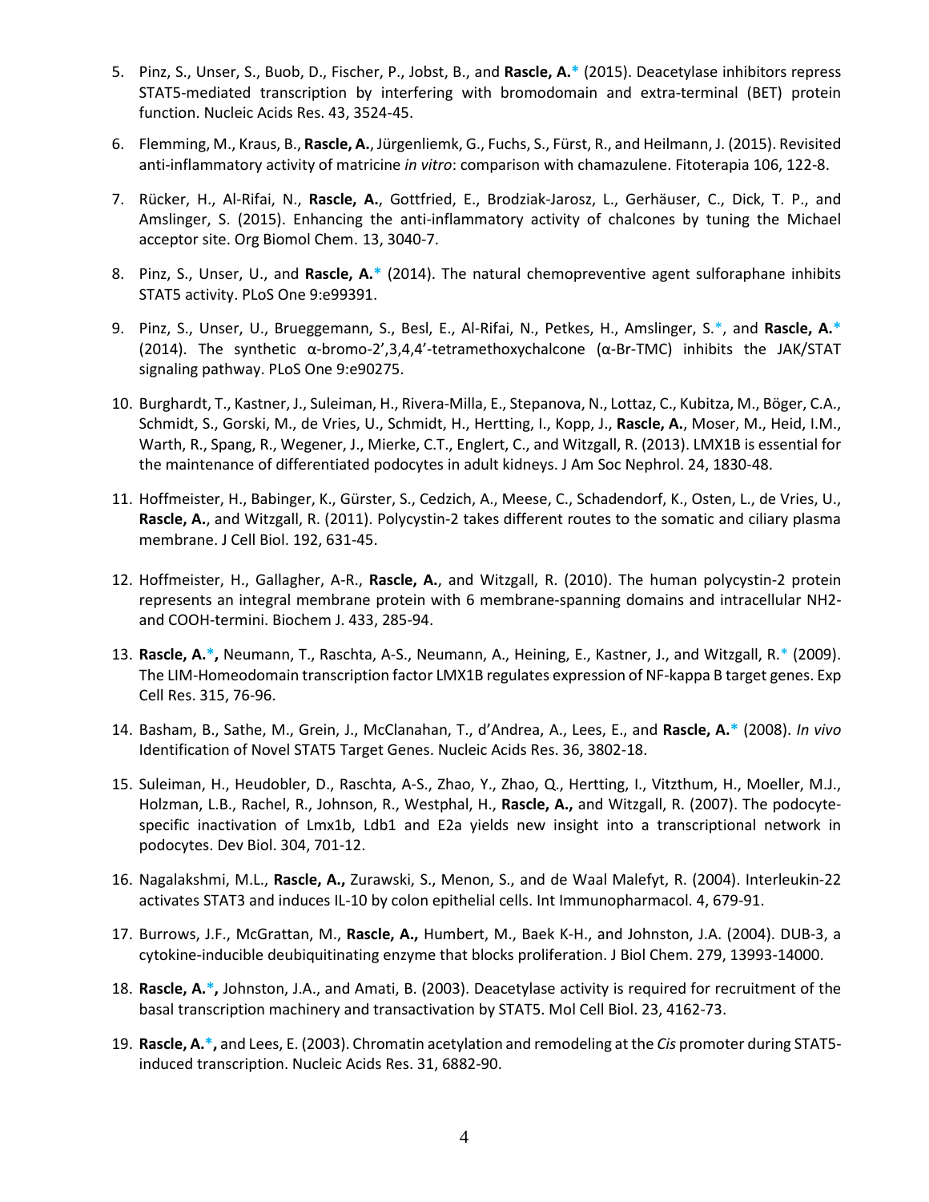5. Pinz, S., Unser, S., Buob, D., Fischer, P., Jobst, B., and **Rascle, A.*** (2015). Deacetylase inhibitors repress STAT5-mediated transcription by interfering with bromodomain and extra-terminal (BET) protein function. Nucleic Acids Res. 43, 3524-45.

6. Flemming, M., Kraus, B., **Rascle, A.**, Jürgenliemk, G., Fuchs, S., Fürst, R., and Heilmann, J. (2015). Revisited anti-inflammatory activity of matricine *in vitro*: comparison with chamazulene. Fitoterapia 106, 122-8.

7. Rücker, H., Al-Rifai, N., **Rascle, A.**, Gottfried, E., Brodziak-Jarosz, L., Gerhäuser, C., Dick, T. P., and Amslinger, S. (2015). Enhancing the anti-inflammatory activity of chalcones by tuning the Michael acceptor site. Org Biomol Chem. 13, 3040-7.

8. Pinz, S., Unser, U., and **Rascle, A.*** (2014). The natural chemopreventive agent sulforaphane inhibits STAT5 activity. PLoS One 9:e99391.

9. Pinz, S., Unser, U., Brueggemann, S., Besl, E., Al-Rifai, N., Petkes, H., Amslinger, S.*, and **Rascle, A.*** (2014). The synthetic α-bromo-2',3,4,4'-tetramethoxychalcone (α-Br-TMC) inhibits the JAK/STAT signaling pathway. PLoS One 9:e90275.

10. Burghardt, T., Kastner, J., Suleiman, H., Rivera-Milla, E., Stepanova, N., Lottaz, C., Kubitza, M., Böger, C.A., Schmidt, S., Gorski, M., de Vries, U., Schmidt, H., Hertting, I., Kopp, J., **Rascle, A.**, Moser, M., Heid, I.M., Warth, R., Spang, R., Wegener, J., Mierke, C.T., Englert, C., and Witzgall, R. (2013). LMX1B is essential for the maintenance of differentiated podocytes in adult kidneys. J Am Soc Nephrol. 24, 1830-48.

11. Hoffmeister, H., Babinger, K., Gürster, S., Cedzich, A., Meese, C., Schadendorf, K., Osten, L., de Vries, U., **Rascle, A.**, and Witzgall, R. (2011). Polycystin-2 takes different routes to the somatic and ciliary plasma membrane. J Cell Biol. 192, 631-45.

12. Hoffmeister, H., Gallagher, A-R., **Rascle, A.**, and Witzgall, R. (2010). The human polycystin-2 protein represents an integral membrane protein with 6 membrane-spanning domains and intracellular NH2- and COOH-termini. Biochem J. 433, 285-94.

13. **Rascle, A.*,** Neumann, T., Raschta, A-S., Neumann, A., Heining, E., Kastner, J., and Witzgall, R.* (2009). The LIM-Homeodomain transcription factor LMX1B regulates expression of NF-kappa B target genes. Exp Cell Res. 315, 76-96.

14. Basham, B., Sathe, M., Grein, J., McClanahan, T., d'Andrea, A., Lees, E., and **Rascle, A.*** (2008). *In vivo* Identification of Novel STAT5 Target Genes. Nucleic Acids Res. 36, 3802-18.

15. Suleiman, H., Heudobler, D., Raschta, A-S., Zhao, Y., Zhao, Q., Hertting, I., Vitzthum, H., Moeller, M.J., Holzman, L.B., Rachel, R., Johnson, R., Westphal, H., **Rascle, A.,** and Witzgall, R. (2007). The podocyte-specific inactivation of Lmx1b, Ldb1 and E2a yields new insight into a transcriptional network in podocytes. Dev Biol. 304, 701-12.

16. Nagalakshmi, M.L., **Rascle, A.,** Zurawski, S., Menon, S., and de Waal Malefyt, R. (2004). Interleukin-22 activates STAT3 and induces IL-10 by colon epithelial cells. Int Immunopharmacol. 4, 679-91.

17. Burrows, J.F., McGrattan, M., **Rascle, A.,** Humbert, M., Baek K-H., and Johnston, J.A. (2004). DUB-3, a cytokine-inducible deubiquitinating enzyme that blocks proliferation. J Biol Chem. 279, 13993-14000.

18. **Rascle, A.*,** Johnston, J.A., and Amati, B. (2003). Deacetylase activity is required for recruitment of the basal transcription machinery and transactivation by STAT5. Mol Cell Biol. 23, 4162-73.

19. **Rascle, A.*,** and Lees, E. (2003). Chromatin acetylation and remodeling at the *Cis* promoter during STAT5-induced transcription. Nucleic Acids Res. 31, 6882-90.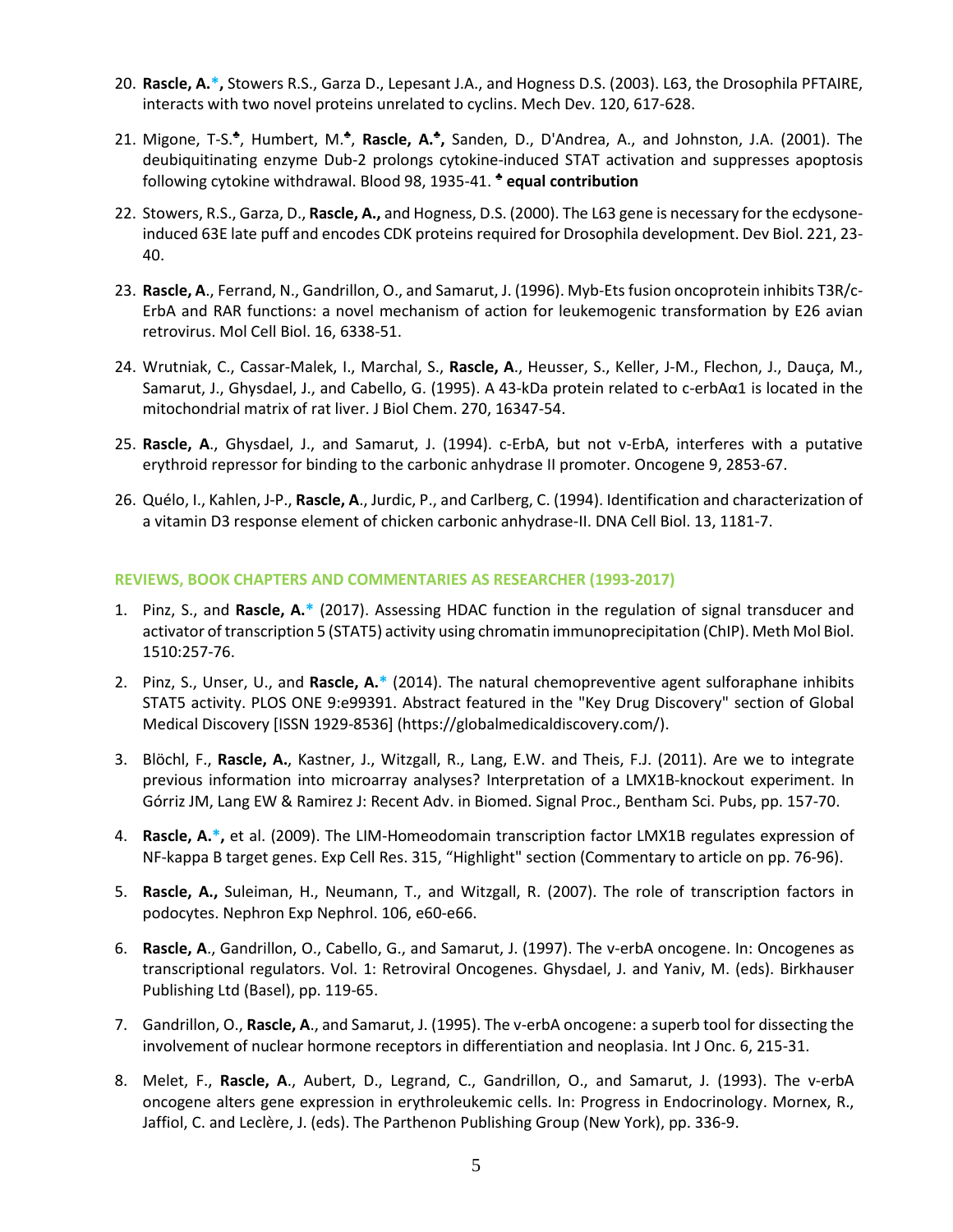20. **Rascle, A.*,** Stowers R.S., Garza D., Lepesant J.A., and Hogness D.S. (2003). L63, the Drosophila PFTAIRE, interacts with two novel proteins unrelated to cyclins. Mech Dev. 120, 617-628.

21. Migone, T-S.♣, Humbert, M.♣, **Rascle, A.♣,** Sanden, D., D'Andrea, A., and Johnston, J.A. (2001). The deubiquitinating enzyme Dub-2 prolongs cytokine-induced STAT activation and suppresses apoptosis following cytokine withdrawal. Blood 98, 1935-41. **♣ equal contribution**

22. Stowers, R.S., Garza, D., **Rascle, A.,** and Hogness, D.S. (2000). The L63 gene is necessary for the ecdysone-induced 63E late puff and encodes CDK proteins required for Drosophila development. Dev Biol. 221, 23-40.

23. **Rascle, A**., Ferrand, N., Gandrillon, O., and Samarut, J. (1996). Myb-Ets fusion oncoprotein inhibits T3R/c-ErbA and RAR functions: a novel mechanism of action for leukemogenic transformation by E26 avian retrovirus. Mol Cell Biol. 16, 6338-51.

24. Wrutniak, C., Cassar-Malek, I., Marchal, S., **Rascle, A**., Heusser, S., Keller, J-M., Flechon, J., Dauça, M., Samarut, J., Ghysdael, J., and Cabello, G. (1995). A 43-kDa protein related to c-erbAα1 is located in the mitochondrial matrix of rat liver. J Biol Chem. 270, 16347-54.

25. **Rascle, A**., Ghysdael, J., and Samarut, J. (1994). c-ErbA, but not v-ErbA, interferes with a putative erythroid repressor for binding to the carbonic anhydrase II promoter. Oncogene 9, 2853-67.

26. Quélo, I., Kahlen, J-P., **Rascle, A**., Jurdic, P., and Carlberg, C. (1994). Identification and characterization of a vitamin D3 response element of chicken carbonic anhydrase-II. DNA Cell Biol. 13, 1181-7.

## REVIEWS, BOOK CHAPTERS AND COMMENTARIES AS RESEARCHER (1993-2017)

1. Pinz, S., and **Rascle, A.*** (2017). Assessing HDAC function in the regulation of signal transducer and activator of transcription 5 (STAT5) activity using chromatin immunoprecipitation (ChIP). Meth Mol Biol. 1510:257-76.

2. Pinz, S., Unser, U., and **Rascle, A.*** (2014). The natural chemopreventive agent sulforaphane inhibits STAT5 activity. PLOS ONE 9:e99391. Abstract featured in the "Key Drug Discovery" section of Global Medical Discovery [ISSN 1929-8536] (https://globalmedicaldiscovery.com/).

3. Blöchl, F., **Rascle, A.**, Kastner, J., Witzgall, R., Lang, E.W. and Theis, F.J. (2011). Are we to integrate previous information into microarray analyses? Interpretation of a LMX1B-knockout experiment. In Górriz JM, Lang EW & Ramirez J: Recent Adv. in Biomed. Signal Proc., Bentham Sci. Pubs, pp. 157-70.

4. **Rascle, A.*,** et al. (2009). The LIM-Homeodomain transcription factor LMX1B regulates expression of NF-kappa B target genes. Exp Cell Res. 315, "Highlight" section (Commentary to article on pp. 76-96).

5. **Rascle, A.,** Suleiman, H., Neumann, T., and Witzgall, R. (2007). The role of transcription factors in podocytes. Nephron Exp Nephrol. 106, e60-e66.

6. **Rascle, A**., Gandrillon, O., Cabello, G., and Samarut, J. (1997). The v-erbA oncogene. In: Oncogenes as transcriptional regulators. Vol. 1: Retroviral Oncogenes. Ghysdael, J. and Yaniv, M. (eds). Birkhauser Publishing Ltd (Basel), pp. 119-65.

7. Gandrillon, O., **Rascle, A**., and Samarut, J. (1995). The v-erbA oncogene: a superb tool for dissecting the involvement of nuclear hormone receptors in differentiation and neoplasia. Int J Onc. 6, 215-31.

8. Melet, F., **Rascle, A**., Aubert, D., Legrand, C., Gandrillon, O., and Samarut, J. (1993). The v-erbA oncogene alters gene expression in erythroleukemic cells. In: Progress in Endocrinology. Mornex, R., Jaffiol, C. and Leclère, J. (eds). The Parthenon Publishing Group (New York), pp. 336-9.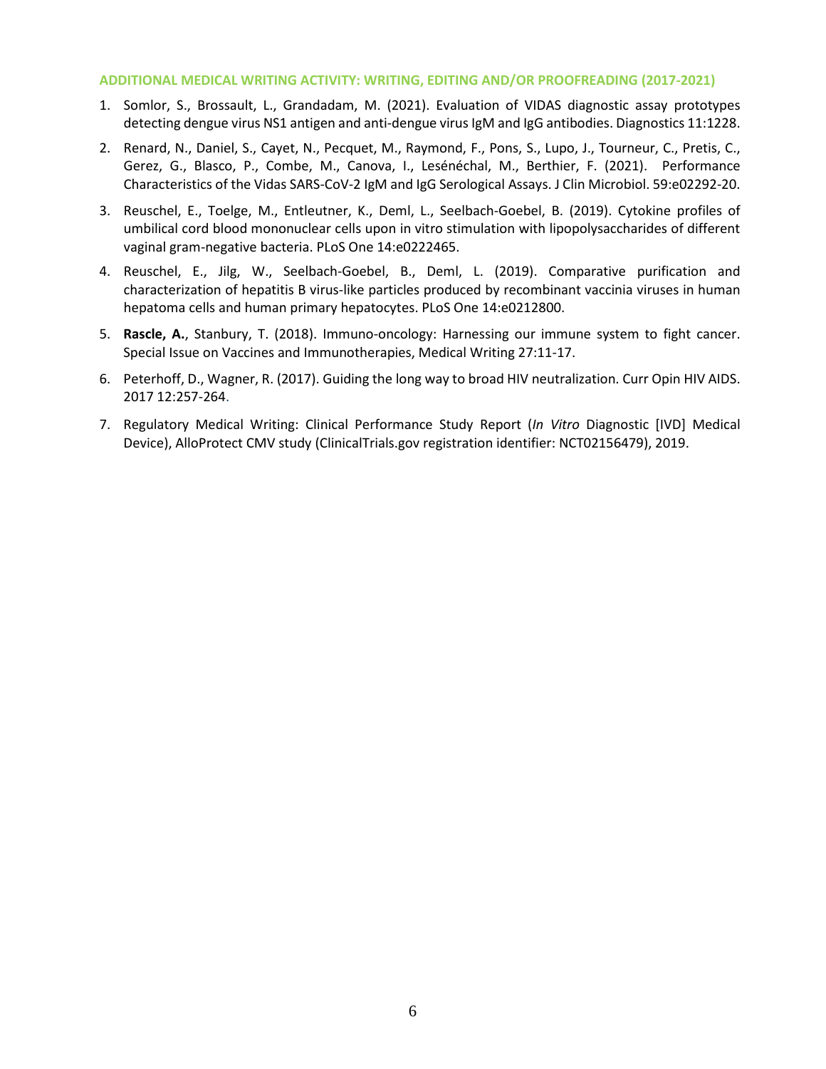### ADDITIONAL MEDICAL WRITING ACTIVITY: WRITING, EDITING AND/OR PROOFREADING (2017-2021)

1. Somlor, S., Brossault, L., Grandadam, M. (2021). Evaluation of VIDAS diagnostic assay prototypes detecting dengue virus NS1 antigen and anti-dengue virus IgM and IgG antibodies. Diagnostics 11:1228.
2. Renard, N., Daniel, S., Cayet, N., Pecquet, M., Raymond, F., Pons, S., Lupo, J., Tourneur, C., Pretis, C., Gerez, G., Blasco, P., Combe, M., Canova, I., Lesénéchal, M., Berthier, F. (2021). Performance Characteristics of the Vidas SARS-CoV-2 IgM and IgG Serological Assays. J Clin Microbiol. 59:e02292-20.
3. Reuschel, E., Toelge, M., Entleutner, K., Deml, L., Seelbach-Goebel, B. (2019). Cytokine profiles of umbilical cord blood mononuclear cells upon in vitro stimulation with lipopolysaccharides of different vaginal gram-negative bacteria. PLoS One 14:e0222465.
4. Reuschel, E., Jilg, W., Seelbach-Goebel, B., Deml, L. (2019). Comparative purification and characterization of hepatitis B virus-like particles produced by recombinant vaccinia viruses in human hepatoma cells and human primary hepatocytes. PLoS One 14:e0212800.
5. **Rascle, A.**, Stanbury, T. (2018). Immuno-oncology: Harnessing our immune system to fight cancer. Special Issue on Vaccines and Immunotherapies, Medical Writing 27:11-17.
6. Peterhoff, D., Wagner, R. (2017). Guiding the long way to broad HIV neutralization. Curr Opin HIV AIDS. 2017 12:257-264.
7. Regulatory Medical Writing: Clinical Performance Study Report (*In Vitro* Diagnostic [IVD] Medical Device), AlloProtect CMV study (ClinicalTrials.gov registration identifier: NCT02156479), 2019.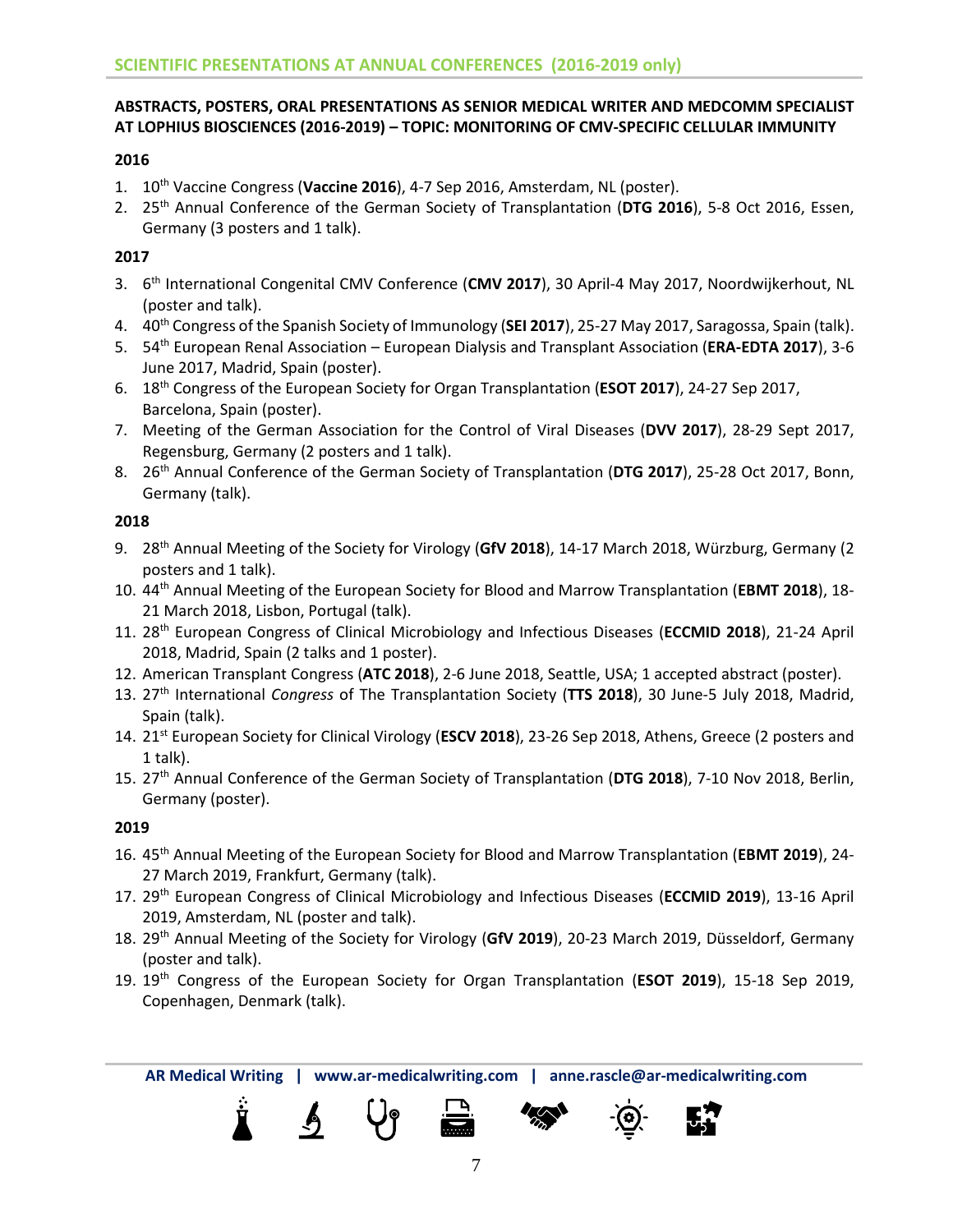## SCIENTIFIC PRESENTATIONS AT ANNUAL CONFERENCES (2016-2019 only)

**ABSTRACTS, POSTERS, ORAL PRESENTATIONS AS SENIOR MEDICAL WRITER AND MEDCOMM SPECIALIST AT LOPHIUS BIOSCIENCES (2016-2019) – TOPIC: MONITORING OF CMV-SPECIFIC CELLULAR IMMUNITY**

**2016**

1. 10th Vaccine Congress (**Vaccine 2016**), 4-7 Sep 2016, Amsterdam, NL (poster).
2. 25th Annual Conference of the German Society of Transplantation (**DTG 2016**), 5-8 Oct 2016, Essen, Germany (3 posters and 1 talk).

**2017**

3. 6th International Congenital CMV Conference (**CMV 2017**), 30 April-4 May 2017, Noordwijkerhout, NL (poster and talk).
4. 40th Congress of the Spanish Society of Immunology (**SEI 2017**), 25-27 May 2017, Saragossa, Spain (talk).
5. 54th European Renal Association – European Dialysis and Transplant Association (**ERA-EDTA 2017**), 3-6 June 2017, Madrid, Spain (poster).
6. 18th Congress of the European Society for Organ Transplantation (**ESOT 2017**), 24-27 Sep 2017, Barcelona, Spain (poster).
7. Meeting of the German Association for the Control of Viral Diseases (**DVV 2017**), 28-29 Sept 2017, Regensburg, Germany (2 posters and 1 talk).
8. 26th Annual Conference of the German Society of Transplantation (**DTG 2017**), 25-28 Oct 2017, Bonn, Germany (talk).

**2018**

9. 28th Annual Meeting of the Society for Virology (**GfV 2018**), 14-17 March 2018, Würzburg, Germany (2 posters and 1 talk).
10. 44th Annual Meeting of the European Society for Blood and Marrow Transplantation (**EBMT 2018**), 18-21 March 2018, Lisbon, Portugal (talk).
11. 28th European Congress of Clinical Microbiology and Infectious Diseases (**ECCMID 2018**), 21-24 April 2018, Madrid, Spain (2 talks and 1 poster).
12. American Transplant Congress (**ATC 2018**), 2-6 June 2018, Seattle, USA; 1 accepted abstract (poster).
13. 27th International *Congress* of The Transplantation Society (**TTS 2018**), 30 June-5 July 2018, Madrid, Spain (talk).
14. 21st European Society for Clinical Virology (**ESCV 2018**), 23-26 Sep 2018, Athens, Greece (2 posters and 1 talk).
15. 27th Annual Conference of the German Society of Transplantation (**DTG 2018**), 7-10 Nov 2018, Berlin, Germany (poster).

**2019**

16. 45th Annual Meeting of the European Society for Blood and Marrow Transplantation (**EBMT 2019**), 24-27 March 2019, Frankfurt, Germany (talk).
17. 29th European Congress of Clinical Microbiology and Infectious Diseases (**ECCMID 2019**), 13-16 April 2019, Amsterdam, NL (poster and talk).
18. 29th Annual Meeting of the Society for Virology (**GfV 2019**), 20-23 March 2019, Düsseldorf, Germany (poster and talk).
19. 19th Congress of the European Society for Organ Transplantation (**ESOT 2019**), 15-18 Sep 2019, Copenhagen, Denmark (talk).